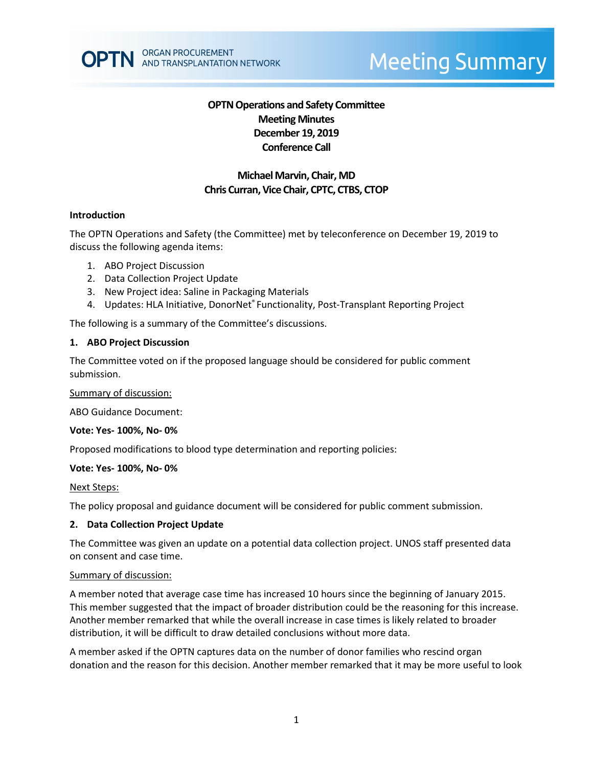**OPTN Operations and Safety Committee**
**Meeting Minutes**
**December 19, 2019**
**Conference Call**

**Michael Marvin, Chair, MD**
**Chris Curran, Vice Chair, CPTC, CTBS, CTOP**

#### Introduction

The OPTN Operations and Safety (the Committee) met by teleconference on December 19, 2019 to discuss the following agenda items:

1. ABO Project Discussion
2. Data Collection Project Update
3. New Project idea: Saline in Packaging Materials
4. Updates: HLA Initiative, DonorNet® Functionality, Post-Transplant Reporting Project

The following is a summary of the Committee's discussions.

#### 1. ABO Project Discussion

The Committee voted on if the proposed language should be considered for public comment submission.

Summary of discussion:

ABO Guidance Document:

**Vote: Yes- 100%, No- 0%**

Proposed modifications to blood type determination and reporting policies:

**Vote: Yes- 100%, No- 0%**

Next Steps:

The policy proposal and guidance document will be considered for public comment submission.

#### 2. Data Collection Project Update

The Committee was given an update on a potential data collection project. UNOS staff presented data on consent and case time.

Summary of discussion:

A member noted that average case time has increased 10 hours since the beginning of January 2015. This member suggested that the impact of broader distribution could be the reasoning for this increase. Another member remarked that while the overall increase in case times is likely related to broader distribution, it will be difficult to draw detailed conclusions without more data.

A member asked if the OPTN captures data on the number of donor families who rescind organ donation and the reason for this decision. Another member remarked that it may be more useful to look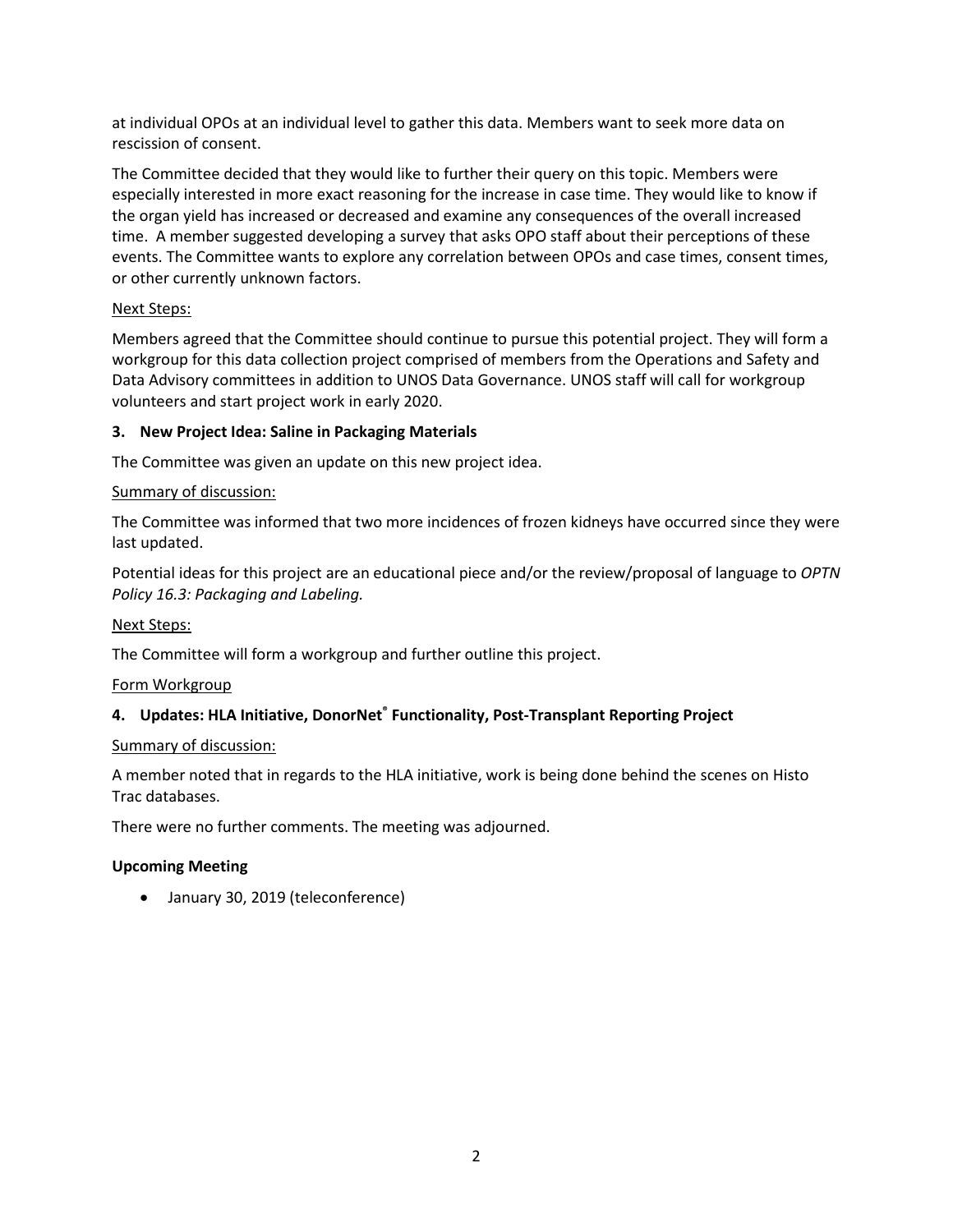at individual OPOs at an individual level to gather this data. Members want to seek more data on rescission of consent.

The Committee decided that they would like to further their query on this topic. Members were especially interested in more exact reasoning for the increase in case time. They would like to know if the organ yield has increased or decreased and examine any consequences of the overall increased time. A member suggested developing a survey that asks OPO staff about their perceptions of these events. The Committee wants to explore any correlation between OPOs and case times, consent times, or other currently unknown factors.

Next Steps:

Members agreed that the Committee should continue to pursue this potential project. They will form a workgroup for this data collection project comprised of members from the Operations and Safety and Data Advisory committees in addition to UNOS Data Governance. UNOS staff will call for workgroup volunteers and start project work in early 2020.

**3. New Project Idea: Saline in Packaging Materials**

The Committee was given an update on this new project idea.

Summary of discussion:

The Committee was informed that two more incidences of frozen kidneys have occurred since they were last updated.

Potential ideas for this project are an educational piece and/or the review/proposal of language to *OPTN Policy 16.3: Packaging and Labeling.*

Next Steps:

The Committee will form a workgroup and further outline this project.

Form Workgroup

**4. Updates: HLA Initiative, DonorNet® Functionality, Post-Transplant Reporting Project**

Summary of discussion:

A member noted that in regards to the HLA initiative, work is being done behind the scenes on Histo Trac databases.

There were no further comments. The meeting was adjourned.

**Upcoming Meeting**

- January 30, 2019 (teleconference)